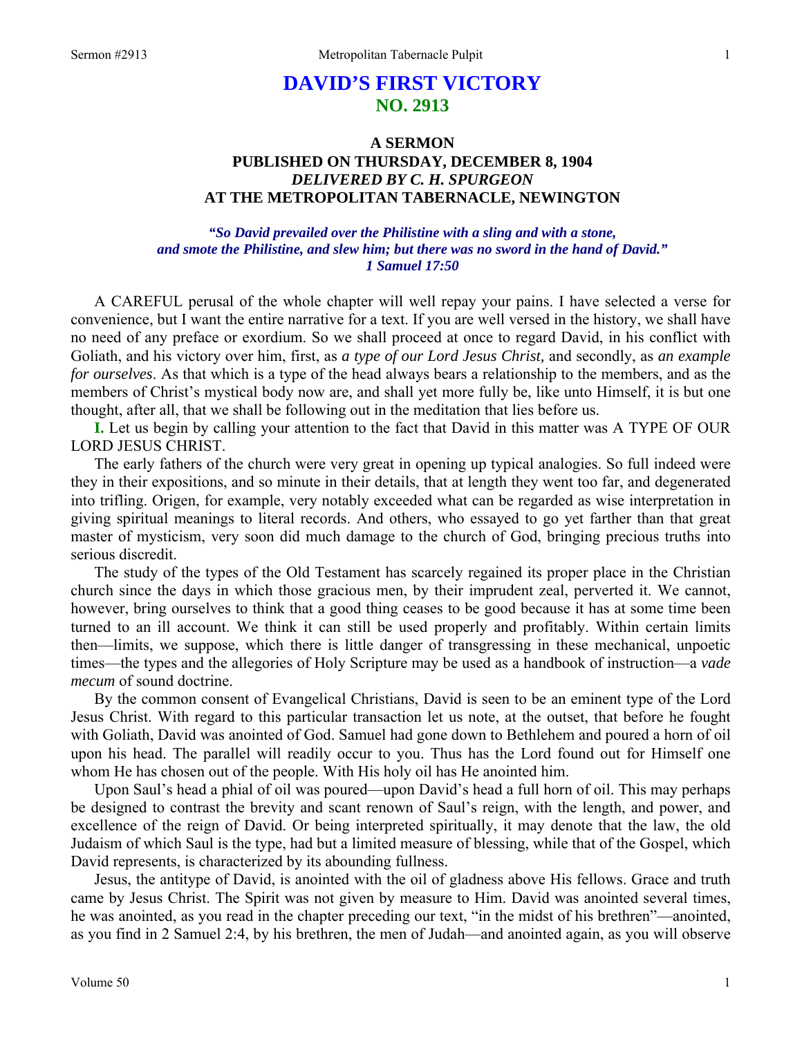# DAVID'S FIRST VICTORY
## NO. 2913

### A SERMON
### PUBLISHED ON THURSDAY, DECEMBER 8, 1904
### *DELIVERED BY C. H. SPURGEON*
### AT THE METROPOLITAN TABERNACLE, NEWINGTON

***"So David prevailed over the Philistine with a sling and with a stone, and smote the Philistine, and slew him; but there was no sword in the hand of David."***
***1 Samuel 17:50***

A CAREFUL perusal of the whole chapter will well repay your pains. I have selected a verse for convenience, but I want the entire narrative for a text. If you are well versed in the history, we shall have no need of any preface or exordium. So we shall proceed at once to regard David, in his conflict with Goliath, and his victory over him, first, as *a type of our Lord Jesus Christ,* and secondly, as *an example for ourselves*. As that which is a type of the head always bears a relationship to the members, and as the members of Christ's mystical body now are, and shall yet more fully be, like unto Himself, it is but one thought, after all, that we shall be following out in the meditation that lies before us.

**I.** Let us begin by calling your attention to the fact that David in this matter was A TYPE OF OUR LORD JESUS CHRIST.

The early fathers of the church were very great in opening up typical analogies. So full indeed were they in their expositions, and so minute in their details, that at length they went too far, and degenerated into trifling. Origen, for example, very notably exceeded what can be regarded as wise interpretation in giving spiritual meanings to literal records. And others, who essayed to go yet farther than that great master of mysticism, very soon did much damage to the church of God, bringing precious truths into serious discredit.

The study of the types of the Old Testament has scarcely regained its proper place in the Christian church since the days in which those gracious men, by their imprudent zeal, perverted it. We cannot, however, bring ourselves to think that a good thing ceases to be good because it has at some time been turned to an ill account. We think it can still be used properly and profitably. Within certain limits then—limits, we suppose, which there is little danger of transgressing in these mechanical, unpoetic times—the types and the allegories of Holy Scripture may be used as a handbook of instruction—a *vade mecum* of sound doctrine.

By the common consent of Evangelical Christians, David is seen to be an eminent type of the Lord Jesus Christ. With regard to this particular transaction let us note, at the outset, that before he fought with Goliath, David was anointed of God. Samuel had gone down to Bethlehem and poured a horn of oil upon his head. The parallel will readily occur to you. Thus has the Lord found out for Himself one whom He has chosen out of the people. With His holy oil has He anointed him.

Upon Saul's head a phial of oil was poured—upon David's head a full horn of oil. This may perhaps be designed to contrast the brevity and scant renown of Saul's reign, with the length, and power, and excellence of the reign of David. Or being interpreted spiritually, it may denote that the law, the old Judaism of which Saul is the type, had but a limited measure of blessing, while that of the Gospel, which David represents, is characterized by its abounding fullness.

Jesus, the antitype of David, is anointed with the oil of gladness above His fellows. Grace and truth came by Jesus Christ. The Spirit was not given by measure to Him. David was anointed several times, he was anointed, as you read in the chapter preceding our text, "in the midst of his brethren"—anointed, as you find in 2 Samuel 2:4, by his brethren, the men of Judah—and anointed again, as you will observe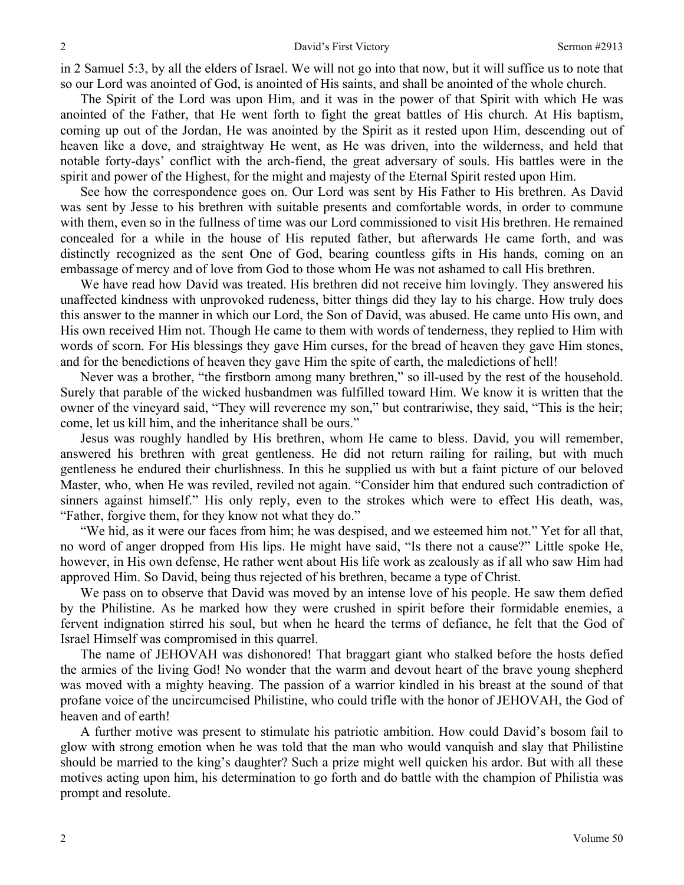in 2 Samuel 5:3, by all the elders of Israel. We will not go into that now, but it will suffice us to note that so our Lord was anointed of God, is anointed of His saints, and shall be anointed of the whole church.

The Spirit of the Lord was upon Him, and it was in the power of that Spirit with which He was anointed of the Father, that He went forth to fight the great battles of His church. At His baptism, coming up out of the Jordan, He was anointed by the Spirit as it rested upon Him, descending out of heaven like a dove, and straightway He went, as He was driven, into the wilderness, and held that notable forty-days' conflict with the arch-fiend, the great adversary of souls. His battles were in the spirit and power of the Highest, for the might and majesty of the Eternal Spirit rested upon Him.

See how the correspondence goes on. Our Lord was sent by His Father to His brethren. As David was sent by Jesse to his brethren with suitable presents and comfortable words, in order to commune with them, even so in the fullness of time was our Lord commissioned to visit His brethren. He remained concealed for a while in the house of His reputed father, but afterwards He came forth, and was distinctly recognized as the sent One of God, bearing countless gifts in His hands, coming on an embassage of mercy and of love from God to those whom He was not ashamed to call His brethren.

We have read how David was treated. His brethren did not receive him lovingly. They answered his unaffected kindness with unprovoked rudeness, bitter things did they lay to his charge. How truly does this answer to the manner in which our Lord, the Son of David, was abused. He came unto His own, and His own received Him not. Though He came to them with words of tenderness, they replied to Him with words of scorn. For His blessings they gave Him curses, for the bread of heaven they gave Him stones, and for the benedictions of heaven they gave Him the spite of earth, the maledictions of hell!

Never was a brother, "the firstborn among many brethren," so ill-used by the rest of the household. Surely that parable of the wicked husbandmen was fulfilled toward Him. We know it is written that the owner of the vineyard said, "They will reverence my son," but contrariwise, they said, "This is the heir; come, let us kill him, and the inheritance shall be ours."

Jesus was roughly handled by His brethren, whom He came to bless. David, you will remember, answered his brethren with great gentleness. He did not return railing for railing, but with much gentleness he endured their churlishness. In this he supplied us with but a faint picture of our beloved Master, who, when He was reviled, reviled not again. "Consider him that endured such contradiction of sinners against himself." His only reply, even to the strokes which were to effect His death, was, "Father, forgive them, for they know not what they do."

"We hid, as it were our faces from him; he was despised, and we esteemed him not." Yet for all that, no word of anger dropped from His lips. He might have said, "Is there not a cause?" Little spoke He, however, in His own defense, He rather went about His life work as zealously as if all who saw Him had approved Him. So David, being thus rejected of his brethren, became a type of Christ.

We pass on to observe that David was moved by an intense love of his people. He saw them defied by the Philistine. As he marked how they were crushed in spirit before their formidable enemies, a fervent indignation stirred his soul, but when he heard the terms of defiance, he felt that the God of Israel Himself was compromised in this quarrel.

The name of JEHOVAH was dishonored! That braggart giant who stalked before the hosts defied the armies of the living God! No wonder that the warm and devout heart of the brave young shepherd was moved with a mighty heaving. The passion of a warrior kindled in his breast at the sound of that profane voice of the uncircumcised Philistine, who could trifle with the honor of JEHOVAH, the God of heaven and of earth!

A further motive was present to stimulate his patriotic ambition. How could David's bosom fail to glow with strong emotion when he was told that the man who would vanquish and slay that Philistine should be married to the king's daughter? Such a prize might well quicken his ardor. But with all these motives acting upon him, his determination to go forth and do battle with the champion of Philistia was prompt and resolute.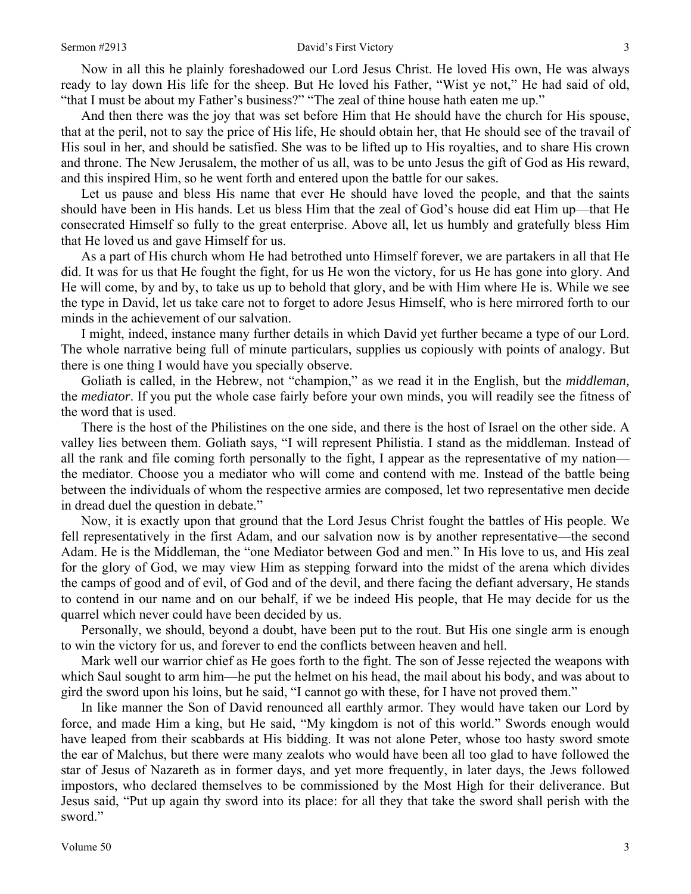Now in all this he plainly foreshadowed our Lord Jesus Christ. He loved His own, He was always ready to lay down His life for the sheep. But He loved his Father, "Wist ye not," He had said of old, "that I must be about my Father's business?" "The zeal of thine house hath eaten me up."

And then there was the joy that was set before Him that He should have the church for His spouse, that at the peril, not to say the price of His life, He should obtain her, that He should see of the travail of His soul in her, and should be satisfied. She was to be lifted up to His royalties, and to share His crown and throne. The New Jerusalem, the mother of us all, was to be unto Jesus the gift of God as His reward, and this inspired Him, so he went forth and entered upon the battle for our sakes.

Let us pause and bless His name that ever He should have loved the people, and that the saints should have been in His hands. Let us bless Him that the zeal of God's house did eat Him up—that He consecrated Himself so fully to the great enterprise. Above all, let us humbly and gratefully bless Him that He loved us and gave Himself for us.

As a part of His church whom He had betrothed unto Himself forever, we are partakers in all that He did. It was for us that He fought the fight, for us He won the victory, for us He has gone into glory. And He will come, by and by, to take us up to behold that glory, and be with Him where He is. While we see the type in David, let us take care not to forget to adore Jesus Himself, who is here mirrored forth to our minds in the achievement of our salvation.

I might, indeed, instance many further details in which David yet further became a type of our Lord. The whole narrative being full of minute particulars, supplies us copiously with points of analogy. But there is one thing I would have you specially observe.

Goliath is called, in the Hebrew, not "champion," as we read it in the English, but the *middleman,* the *mediator*. If you put the whole case fairly before your own minds, you will readily see the fitness of the word that is used.

There is the host of the Philistines on the one side, and there is the host of Israel on the other side. A valley lies between them. Goliath says, "I will represent Philistia. I stand as the middleman. Instead of all the rank and file coming forth personally to the fight, I appear as the representative of my nation—the mediator. Choose you a mediator who will come and contend with me. Instead of the battle being between the individuals of whom the respective armies are composed, let two representative men decide in dread duel the question in debate."

Now, it is exactly upon that ground that the Lord Jesus Christ fought the battles of His people. We fell representatively in the first Adam, and our salvation now is by another representative—the second Adam. He is the Middleman, the "one Mediator between God and men." In His love to us, and His zeal for the glory of God, we may view Him as stepping forward into the midst of the arena which divides the camps of good and of evil, of God and of the devil, and there facing the defiant adversary, He stands to contend in our name and on our behalf, if we be indeed His people, that He may decide for us the quarrel which never could have been decided by us.

Personally, we should, beyond a doubt, have been put to the rout. But His one single arm is enough to win the victory for us, and forever to end the conflicts between heaven and hell.

Mark well our warrior chief as He goes forth to the fight. The son of Jesse rejected the weapons with which Saul sought to arm him—he put the helmet on his head, the mail about his body, and was about to gird the sword upon his loins, but he said, "I cannot go with these, for I have not proved them."

In like manner the Son of David renounced all earthly armor. They would have taken our Lord by force, and made Him a king, but He said, "My kingdom is not of this world." Swords enough would have leaped from their scabbards at His bidding. It was not alone Peter, whose too hasty sword smote the ear of Malchus, but there were many zealots who would have been all too glad to have followed the star of Jesus of Nazareth as in former days, and yet more frequently, in later days, the Jews followed impostors, who declared themselves to be commissioned by the Most High for their deliverance. But Jesus said, "Put up again thy sword into its place: for all they that take the sword shall perish with the sword."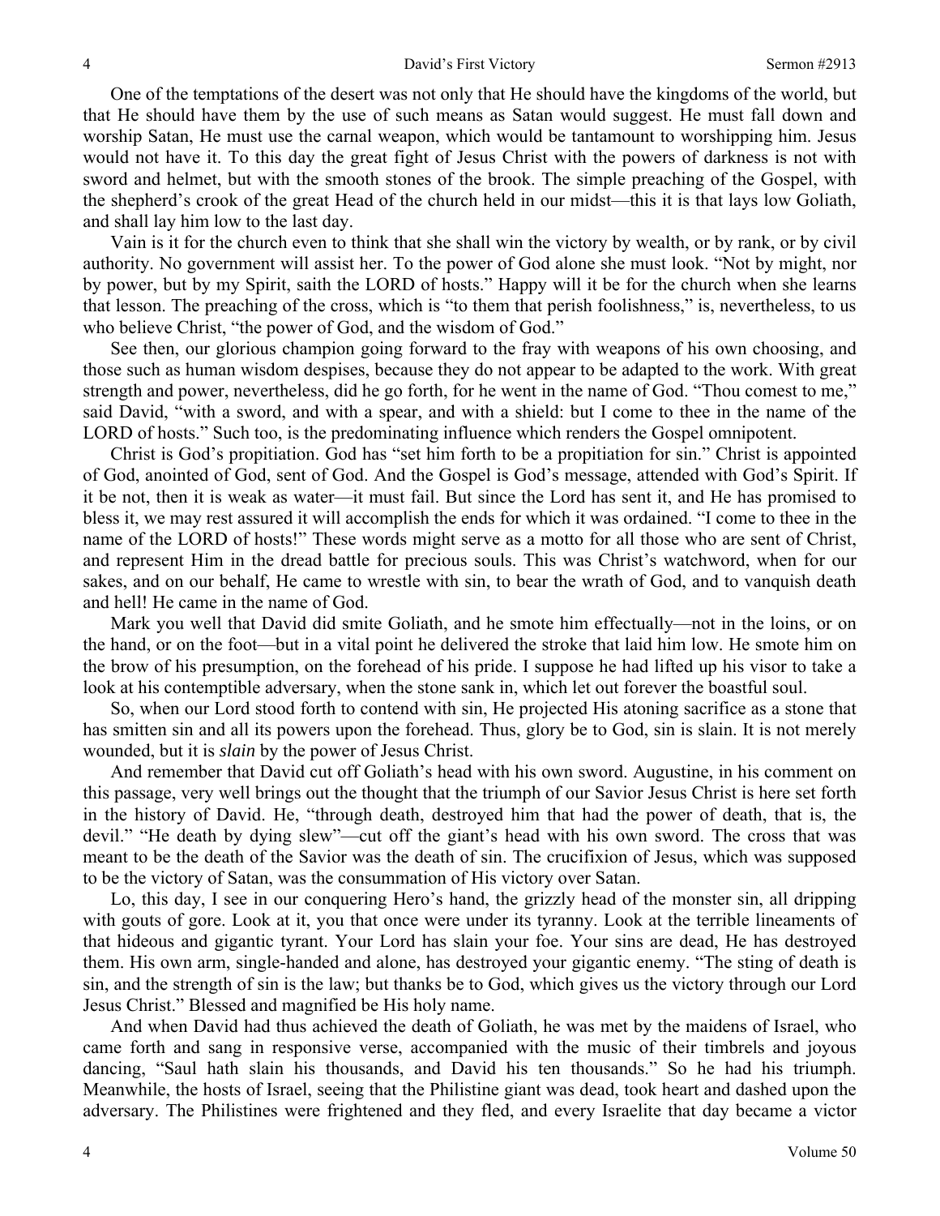One of the temptations of the desert was not only that He should have the kingdoms of the world, but that He should have them by the use of such means as Satan would suggest. He must fall down and worship Satan, He must use the carnal weapon, which would be tantamount to worshipping him. Jesus would not have it. To this day the great fight of Jesus Christ with the powers of darkness is not with sword and helmet, but with the smooth stones of the brook. The simple preaching of the Gospel, with the shepherd's crook of the great Head of the church held in our midst—this it is that lays low Goliath, and shall lay him low to the last day.

Vain is it for the church even to think that she shall win the victory by wealth, or by rank, or by civil authority. No government will assist her. To the power of God alone she must look. "Not by might, nor by power, but by my Spirit, saith the LORD of hosts." Happy will it be for the church when she learns that lesson. The preaching of the cross, which is "to them that perish foolishness," is, nevertheless, to us who believe Christ, "the power of God, and the wisdom of God."

See then, our glorious champion going forward to the fray with weapons of his own choosing, and those such as human wisdom despises, because they do not appear to be adapted to the work. With great strength and power, nevertheless, did he go forth, for he went in the name of God. "Thou comest to me," said David, "with a sword, and with a spear, and with a shield: but I come to thee in the name of the LORD of hosts." Such too, is the predominating influence which renders the Gospel omnipotent.

Christ is God's propitiation. God has "set him forth to be a propitiation for sin." Christ is appointed of God, anointed of God, sent of God. And the Gospel is God's message, attended with God's Spirit. If it be not, then it is weak as water—it must fail. But since the Lord has sent it, and He has promised to bless it, we may rest assured it will accomplish the ends for which it was ordained. "I come to thee in the name of the LORD of hosts!" These words might serve as a motto for all those who are sent of Christ, and represent Him in the dread battle for precious souls. This was Christ's watchword, when for our sakes, and on our behalf, He came to wrestle with sin, to bear the wrath of God, and to vanquish death and hell! He came in the name of God.

Mark you well that David did smite Goliath, and he smote him effectually—not in the loins, or on the hand, or on the foot—but in a vital point he delivered the stroke that laid him low. He smote him on the brow of his presumption, on the forehead of his pride. I suppose he had lifted up his visor to take a look at his contemptible adversary, when the stone sank in, which let out forever the boastful soul.

So, when our Lord stood forth to contend with sin, He projected His atoning sacrifice as a stone that has smitten sin and all its powers upon the forehead. Thus, glory be to God, sin is slain. It is not merely wounded, but it is *slain* by the power of Jesus Christ.

And remember that David cut off Goliath's head with his own sword. Augustine, in his comment on this passage, very well brings out the thought that the triumph of our Savior Jesus Christ is here set forth in the history of David. He, "through death, destroyed him that had the power of death, that is, the devil." "He death by dying slew"—cut off the giant's head with his own sword. The cross that was meant to be the death of the Savior was the death of sin. The crucifixion of Jesus, which was supposed to be the victory of Satan, was the consummation of His victory over Satan.

Lo, this day, I see in our conquering Hero's hand, the grizzly head of the monster sin, all dripping with gouts of gore. Look at it, you that once were under its tyranny. Look at the terrible lineaments of that hideous and gigantic tyrant. Your Lord has slain your foe. Your sins are dead, He has destroyed them. His own arm, single-handed and alone, has destroyed your gigantic enemy. "The sting of death is sin, and the strength of sin is the law; but thanks be to God, which gives us the victory through our Lord Jesus Christ." Blessed and magnified be His holy name.

And when David had thus achieved the death of Goliath, he was met by the maidens of Israel, who came forth and sang in responsive verse, accompanied with the music of their timbrels and joyous dancing, "Saul hath slain his thousands, and David his ten thousands." So he had his triumph. Meanwhile, the hosts of Israel, seeing that the Philistine giant was dead, took heart and dashed upon the adversary. The Philistines were frightened and they fled, and every Israelite that day became a victor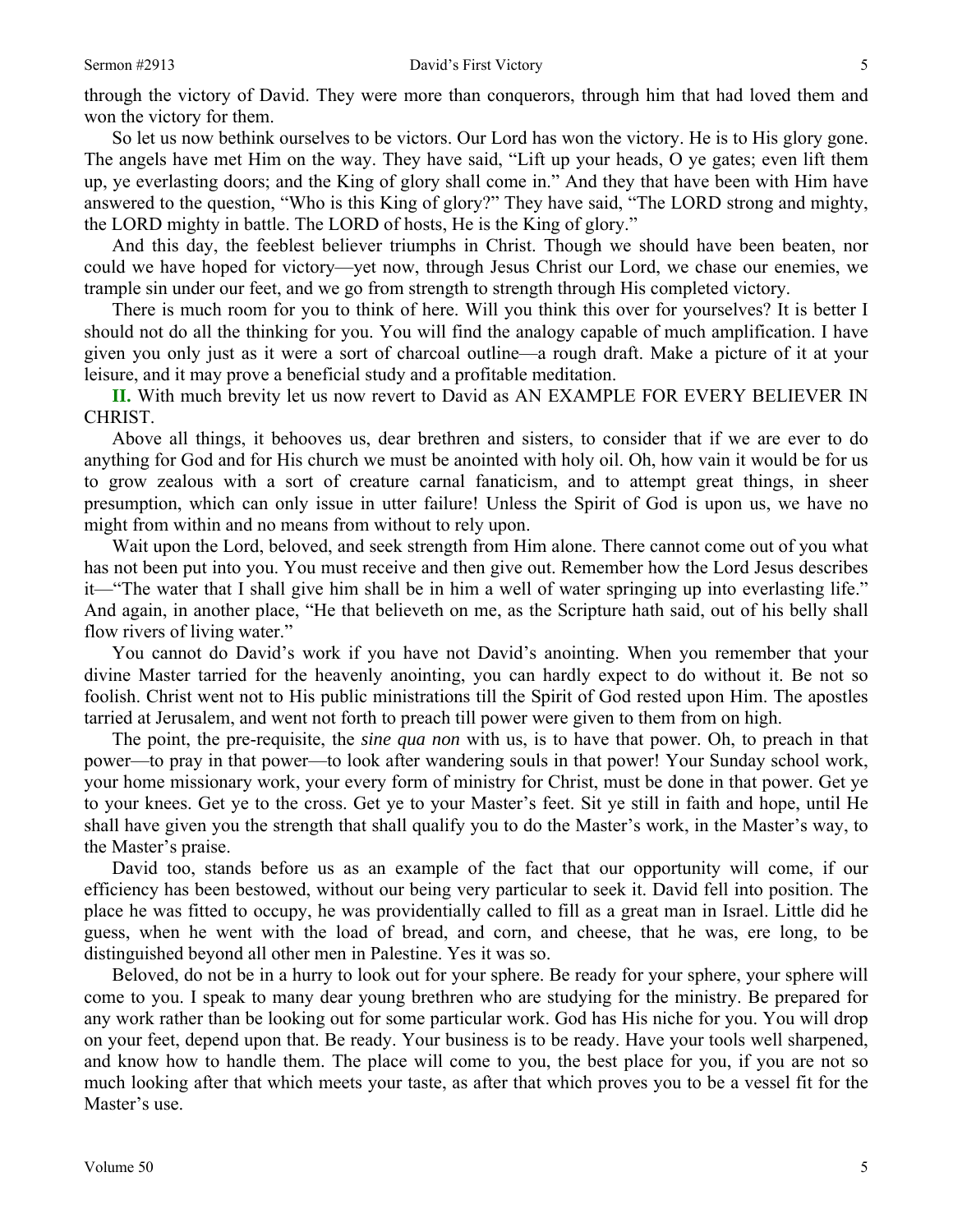through the victory of David. They were more than conquerors, through him that had loved them and won the victory for them.

So let us now bethink ourselves to be victors. Our Lord has won the victory. He is to His glory gone. The angels have met Him on the way. They have said, "Lift up your heads, O ye gates; even lift them up, ye everlasting doors; and the King of glory shall come in." And they that have been with Him have answered to the question, "Who is this King of glory?" They have said, "The LORD strong and mighty, the LORD mighty in battle. The LORD of hosts, He is the King of glory."

And this day, the feeblest believer triumphs in Christ. Though we should have been beaten, nor could we have hoped for victory—yet now, through Jesus Christ our Lord, we chase our enemies, we trample sin under our feet, and we go from strength to strength through His completed victory.

There is much room for you to think of here. Will you think this over for yourselves? It is better I should not do all the thinking for you. You will find the analogy capable of much amplification. I have given you only just as it were a sort of charcoal outline—a rough draft. Make a picture of it at your leisure, and it may prove a beneficial study and a profitable meditation.

**II.** With much brevity let us now revert to David as AN EXAMPLE FOR EVERY BELIEVER IN CHRIST.

Above all things, it behooves us, dear brethren and sisters, to consider that if we are ever to do anything for God and for His church we must be anointed with holy oil. Oh, how vain it would be for us to grow zealous with a sort of creature carnal fanaticism, and to attempt great things, in sheer presumption, which can only issue in utter failure! Unless the Spirit of God is upon us, we have no might from within and no means from without to rely upon.

Wait upon the Lord, beloved, and seek strength from Him alone. There cannot come out of you what has not been put into you. You must receive and then give out. Remember how the Lord Jesus describes it—"The water that I shall give him shall be in him a well of water springing up into everlasting life." And again, in another place, "He that believeth on me, as the Scripture hath said, out of his belly shall flow rivers of living water."

You cannot do David's work if you have not David's anointing. When you remember that your divine Master tarried for the heavenly anointing, you can hardly expect to do without it. Be not so foolish. Christ went not to His public ministrations till the Spirit of God rested upon Him. The apostles tarried at Jerusalem, and went not forth to preach till power were given to them from on high.

The point, the pre-requisite, the *sine qua non* with us, is to have that power. Oh, to preach in that power—to pray in that power—to look after wandering souls in that power! Your Sunday school work, your home missionary work, your every form of ministry for Christ, must be done in that power. Get ye to your knees. Get ye to the cross. Get ye to your Master's feet. Sit ye still in faith and hope, until He shall have given you the strength that shall qualify you to do the Master's work, in the Master's way, to the Master's praise.

David too, stands before us as an example of the fact that our opportunity will come, if our efficiency has been bestowed, without our being very particular to seek it. David fell into position. The place he was fitted to occupy, he was providentially called to fill as a great man in Israel. Little did he guess, when he went with the load of bread, and corn, and cheese, that he was, ere long, to be distinguished beyond all other men in Palestine. Yes it was so.

Beloved, do not be in a hurry to look out for your sphere. Be ready for your sphere, your sphere will come to you. I speak to many dear young brethren who are studying for the ministry. Be prepared for any work rather than be looking out for some particular work. God has His niche for you. You will drop on your feet, depend upon that. Be ready. Your business is to be ready. Have your tools well sharpened, and know how to handle them. The place will come to you, the best place for you, if you are not so much looking after that which meets your taste, as after that which proves you to be a vessel fit for the Master's use.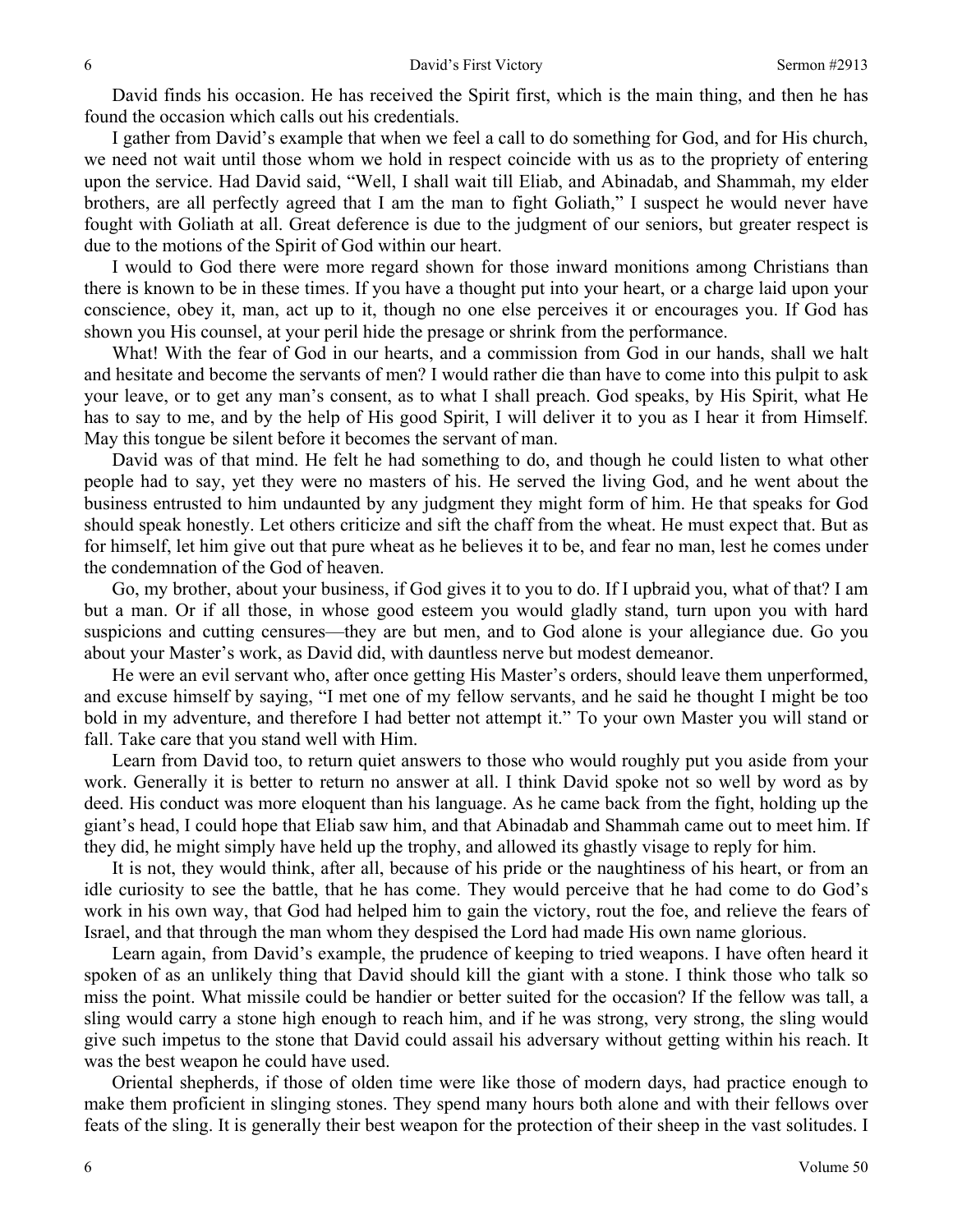David finds his occasion. He has received the Spirit first, which is the main thing, and then he has found the occasion which calls out his credentials.

I gather from David's example that when we feel a call to do something for God, and for His church, we need not wait until those whom we hold in respect coincide with us as to the propriety of entering upon the service. Had David said, "Well, I shall wait till Eliab, and Abinadab, and Shammah, my elder brothers, are all perfectly agreed that I am the man to fight Goliath," I suspect he would never have fought with Goliath at all. Great deference is due to the judgment of our seniors, but greater respect is due to the motions of the Spirit of God within our heart.

I would to God there were more regard shown for those inward monitions among Christians than there is known to be in these times. If you have a thought put into your heart, or a charge laid upon your conscience, obey it, man, act up to it, though no one else perceives it or encourages you. If God has shown you His counsel, at your peril hide the presage or shrink from the performance.

What! With the fear of God in our hearts, and a commission from God in our hands, shall we halt and hesitate and become the servants of men? I would rather die than have to come into this pulpit to ask your leave, or to get any man's consent, as to what I shall preach. God speaks, by His Spirit, what He has to say to me, and by the help of His good Spirit, I will deliver it to you as I hear it from Himself. May this tongue be silent before it becomes the servant of man.

David was of that mind. He felt he had something to do, and though he could listen to what other people had to say, yet they were no masters of his. He served the living God, and he went about the business entrusted to him undaunted by any judgment they might form of him. He that speaks for God should speak honestly. Let others criticize and sift the chaff from the wheat. He must expect that. But as for himself, let him give out that pure wheat as he believes it to be, and fear no man, lest he comes under the condemnation of the God of heaven.

Go, my brother, about your business, if God gives it to you to do. If I upbraid you, what of that? I am but a man. Or if all those, in whose good esteem you would gladly stand, turn upon you with hard suspicions and cutting censures—they are but men, and to God alone is your allegiance due. Go you about your Master's work, as David did, with dauntless nerve but modest demeanor.

He were an evil servant who, after once getting His Master's orders, should leave them unperformed, and excuse himself by saying, "I met one of my fellow servants, and he said he thought I might be too bold in my adventure, and therefore I had better not attempt it." To your own Master you will stand or fall. Take care that you stand well with Him.

Learn from David too, to return quiet answers to those who would roughly put you aside from your work. Generally it is better to return no answer at all. I think David spoke not so well by word as by deed. His conduct was more eloquent than his language. As he came back from the fight, holding up the giant's head, I could hope that Eliab saw him, and that Abinadab and Shammah came out to meet him. If they did, he might simply have held up the trophy, and allowed its ghastly visage to reply for him.

It is not, they would think, after all, because of his pride or the naughtiness of his heart, or from an idle curiosity to see the battle, that he has come. They would perceive that he had come to do God's work in his own way, that God had helped him to gain the victory, rout the foe, and relieve the fears of Israel, and that through the man whom they despised the Lord had made His own name glorious.

Learn again, from David's example, the prudence of keeping to tried weapons. I have often heard it spoken of as an unlikely thing that David should kill the giant with a stone. I think those who talk so miss the point. What missile could be handier or better suited for the occasion? If the fellow was tall, a sling would carry a stone high enough to reach him, and if he was strong, very strong, the sling would give such impetus to the stone that David could assail his adversary without getting within his reach. It was the best weapon he could have used.

Oriental shepherds, if those of olden time were like those of modern days, had practice enough to make them proficient in slinging stones. They spend many hours both alone and with their fellows over feats of the sling. It is generally their best weapon for the protection of their sheep in the vast solitudes. I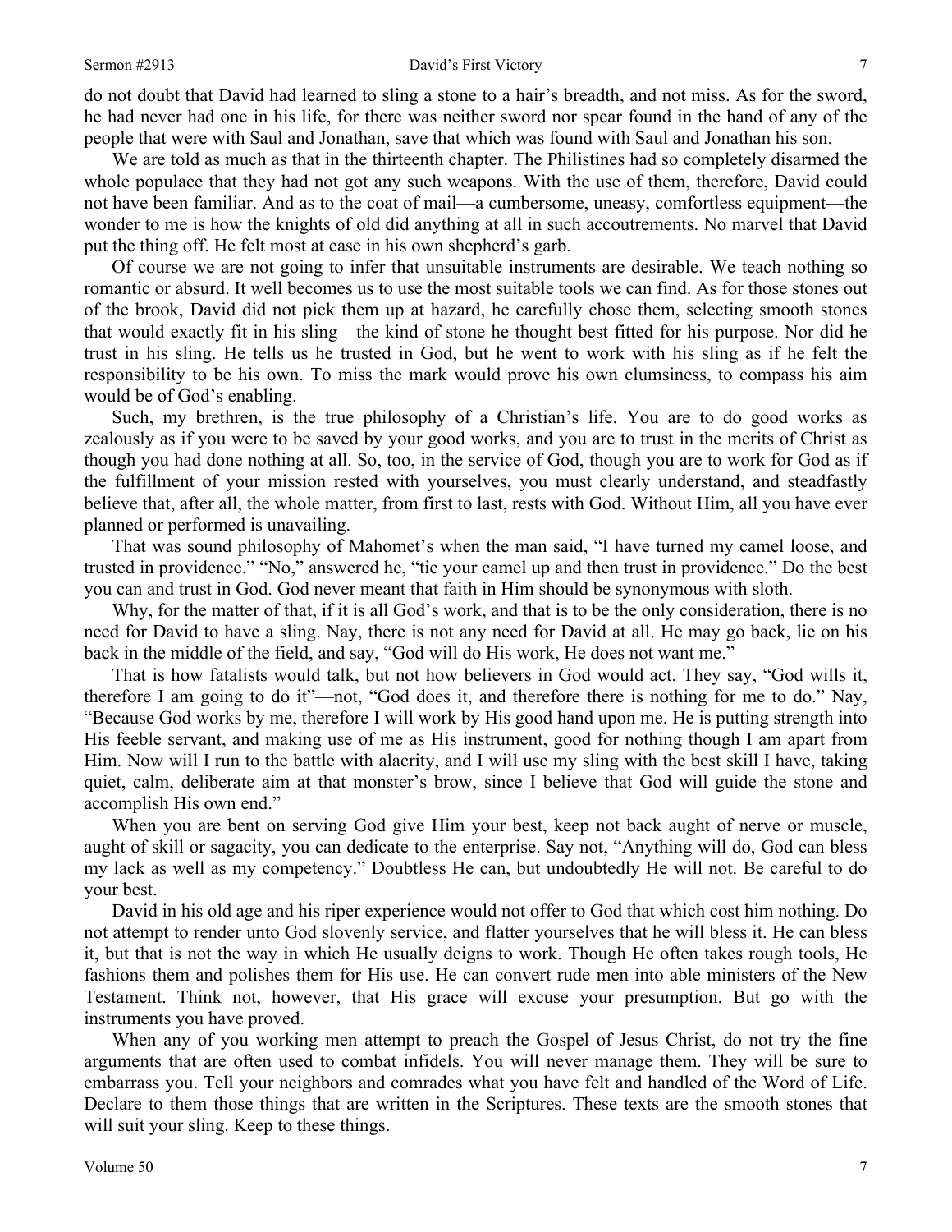do not doubt that David had learned to sling a stone to a hair's breadth, and not miss. As for the sword, he had never had one in his life, for there was neither sword nor spear found in the hand of any of the people that were with Saul and Jonathan, save that which was found with Saul and Jonathan his son.

We are told as much as that in the thirteenth chapter. The Philistines had so completely disarmed the whole populace that they had not got any such weapons. With the use of them, therefore, David could not have been familiar. And as to the coat of mail—a cumbersome, uneasy, comfortless equipment—the wonder to me is how the knights of old did anything at all in such accoutrements. No marvel that David put the thing off. He felt most at ease in his own shepherd's garb.

Of course we are not going to infer that unsuitable instruments are desirable. We teach nothing so romantic or absurd. It well becomes us to use the most suitable tools we can find. As for those stones out of the brook, David did not pick them up at hazard, he carefully chose them, selecting smooth stones that would exactly fit in his sling—the kind of stone he thought best fitted for his purpose. Nor did he trust in his sling. He tells us he trusted in God, but he went to work with his sling as if he felt the responsibility to be his own. To miss the mark would prove his own clumsiness, to compass his aim would be of God's enabling.

Such, my brethren, is the true philosophy of a Christian's life. You are to do good works as zealously as if you were to be saved by your good works, and you are to trust in the merits of Christ as though you had done nothing at all. So, too, in the service of God, though you are to work for God as if the fulfillment of your mission rested with yourselves, you must clearly understand, and steadfastly believe that, after all, the whole matter, from first to last, rests with God. Without Him, all you have ever planned or performed is unavailing.

That was sound philosophy of Mahomet's when the man said, "I have turned my camel loose, and trusted in providence." "No," answered he, "tie your camel up and then trust in providence." Do the best you can and trust in God. God never meant that faith in Him should be synonymous with sloth.

Why, for the matter of that, if it is all God's work, and that is to be the only consideration, there is no need for David to have a sling. Nay, there is not any need for David at all. He may go back, lie on his back in the middle of the field, and say, "God will do His work, He does not want me."

That is how fatalists would talk, but not how believers in God would act. They say, "God wills it, therefore I am going to do it"—not, "God does it, and therefore there is nothing for me to do." Nay, "Because God works by me, therefore I will work by His good hand upon me. He is putting strength into His feeble servant, and making use of me as His instrument, good for nothing though I am apart from Him. Now will I run to the battle with alacrity, and I will use my sling with the best skill I have, taking quiet, calm, deliberate aim at that monster's brow, since I believe that God will guide the stone and accomplish His own end."

When you are bent on serving God give Him your best, keep not back aught of nerve or muscle, aught of skill or sagacity, you can dedicate to the enterprise. Say not, "Anything will do, God can bless my lack as well as my competency." Doubtless He can, but undoubtedly He will not. Be careful to do your best.

David in his old age and his riper experience would not offer to God that which cost him nothing. Do not attempt to render unto God slovenly service, and flatter yourselves that he will bless it. He can bless it, but that is not the way in which He usually deigns to work. Though He often takes rough tools, He fashions them and polishes them for His use. He can convert rude men into able ministers of the New Testament. Think not, however, that His grace will excuse your presumption. But go with the instruments you have proved.

When any of you working men attempt to preach the Gospel of Jesus Christ, do not try the fine arguments that are often used to combat infidels. You will never manage them. They will be sure to embarrass you. Tell your neighbors and comrades what you have felt and handled of the Word of Life. Declare to them those things that are written in the Scriptures. These texts are the smooth stones that will suit your sling. Keep to these things.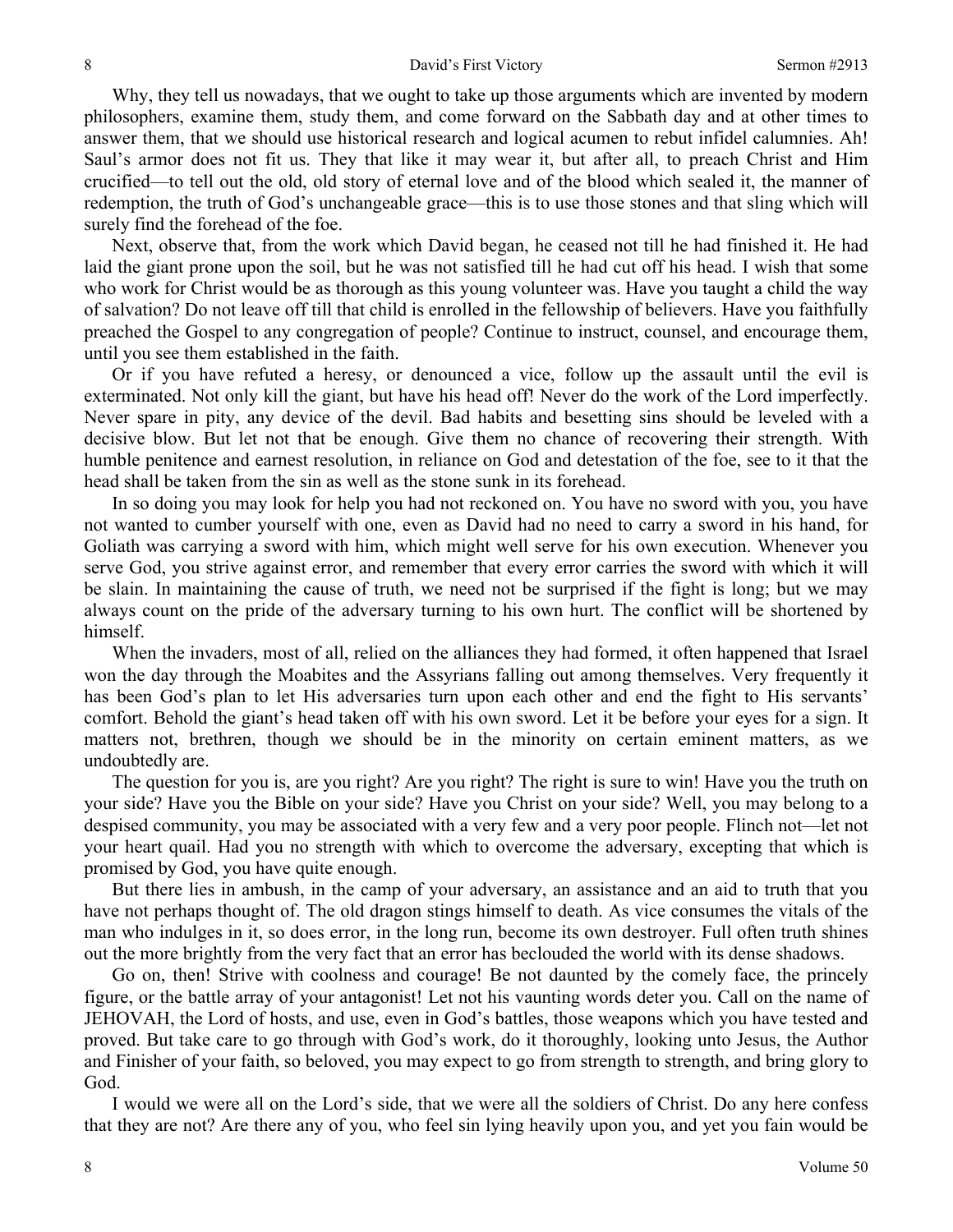Why, they tell us nowadays, that we ought to take up those arguments which are invented by modern philosophers, examine them, study them, and come forward on the Sabbath day and at other times to answer them, that we should use historical research and logical acumen to rebut infidel calumnies. Ah! Saul's armor does not fit us. They that like it may wear it, but after all, to preach Christ and Him crucified—to tell out the old, old story of eternal love and of the blood which sealed it, the manner of redemption, the truth of God's unchangeable grace—this is to use those stones and that sling which will surely find the forehead of the foe.

Next, observe that, from the work which David began, he ceased not till he had finished it. He had laid the giant prone upon the soil, but he was not satisfied till he had cut off his head. I wish that some who work for Christ would be as thorough as this young volunteer was. Have you taught a child the way of salvation? Do not leave off till that child is enrolled in the fellowship of believers. Have you faithfully preached the Gospel to any congregation of people? Continue to instruct, counsel, and encourage them, until you see them established in the faith.

Or if you have refuted a heresy, or denounced a vice, follow up the assault until the evil is exterminated. Not only kill the giant, but have his head off! Never do the work of the Lord imperfectly. Never spare in pity, any device of the devil. Bad habits and besetting sins should be leveled with a decisive blow. But let not that be enough. Give them no chance of recovering their strength. With humble penitence and earnest resolution, in reliance on God and detestation of the foe, see to it that the head shall be taken from the sin as well as the stone sunk in its forehead.

In so doing you may look for help you had not reckoned on. You have no sword with you, you have not wanted to cumber yourself with one, even as David had no need to carry a sword in his hand, for Goliath was carrying a sword with him, which might well serve for his own execution. Whenever you serve God, you strive against error, and remember that every error carries the sword with which it will be slain. In maintaining the cause of truth, we need not be surprised if the fight is long; but we may always count on the pride of the adversary turning to his own hurt. The conflict will be shortened by himself.

When the invaders, most of all, relied on the alliances they had formed, it often happened that Israel won the day through the Moabites and the Assyrians falling out among themselves. Very frequently it has been God's plan to let His adversaries turn upon each other and end the fight to His servants' comfort. Behold the giant's head taken off with his own sword. Let it be before your eyes for a sign. It matters not, brethren, though we should be in the minority on certain eminent matters, as we undoubtedly are.

The question for you is, are you right? Are you right? The right is sure to win! Have you the truth on your side? Have you the Bible on your side? Have you Christ on your side? Well, you may belong to a despised community, you may be associated with a very few and a very poor people. Flinch not—let not your heart quail. Had you no strength with which to overcome the adversary, excepting that which is promised by God, you have quite enough.

But there lies in ambush, in the camp of your adversary, an assistance and an aid to truth that you have not perhaps thought of. The old dragon stings himself to death. As vice consumes the vitals of the man who indulges in it, so does error, in the long run, become its own destroyer. Full often truth shines out the more brightly from the very fact that an error has beclouded the world with its dense shadows.

Go on, then! Strive with coolness and courage! Be not daunted by the comely face, the princely figure, or the battle array of your antagonist! Let not his vaunting words deter you. Call on the name of JEHOVAH, the Lord of hosts, and use, even in God's battles, those weapons which you have tested and proved. But take care to go through with God's work, do it thoroughly, looking unto Jesus, the Author and Finisher of your faith, so beloved, you may expect to go from strength to strength, and bring glory to God.

I would we were all on the Lord's side, that we were all the soldiers of Christ. Do any here confess that they are not? Are there any of you, who feel sin lying heavily upon you, and yet you fain would be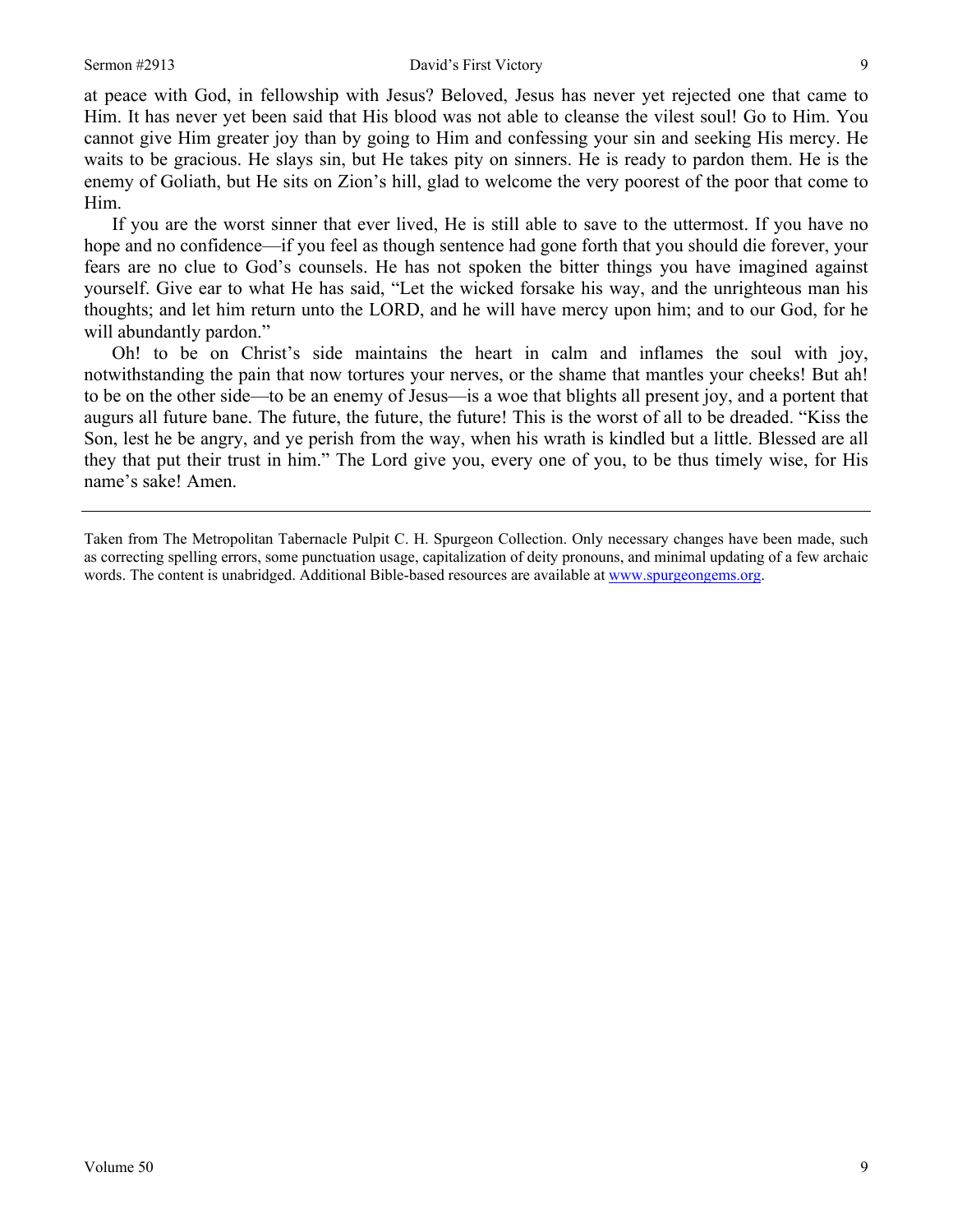at peace with God, in fellowship with Jesus? Beloved, Jesus has never yet rejected one that came to Him. It has never yet been said that His blood was not able to cleanse the vilest soul! Go to Him. You cannot give Him greater joy than by going to Him and confessing your sin and seeking His mercy. He waits to be gracious. He slays sin, but He takes pity on sinners. He is ready to pardon them. He is the enemy of Goliath, but He sits on Zion's hill, glad to welcome the very poorest of the poor that come to Him.

If you are the worst sinner that ever lived, He is still able to save to the uttermost. If you have no hope and no confidence—if you feel as though sentence had gone forth that you should die forever, your fears are no clue to God's counsels. He has not spoken the bitter things you have imagined against yourself. Give ear to what He has said, "Let the wicked forsake his way, and the unrighteous man his thoughts; and let him return unto the LORD, and he will have mercy upon him; and to our God, for he will abundantly pardon."

Oh! to be on Christ's side maintains the heart in calm and inflames the soul with joy, notwithstanding the pain that now tortures your nerves, or the shame that mantles your cheeks! But ah! to be on the other side—to be an enemy of Jesus—is a woe that blights all present joy, and a portent that augurs all future bane. The future, the future, the future! This is the worst of all to be dreaded. "Kiss the Son, lest he be angry, and ye perish from the way, when his wrath is kindled but a little. Blessed are all they that put their trust in him." The Lord give you, every one of you, to be thus timely wise, for His name's sake! Amen.

---

Taken from The Metropolitan Tabernacle Pulpit C. H. Spurgeon Collection. Only necessary changes have been made, such as correcting spelling errors, some punctuation usage, capitalization of deity pronouns, and minimal updating of a few archaic words. The content is unabridged. Additional Bible-based resources are available at www.spurgeongems.org.